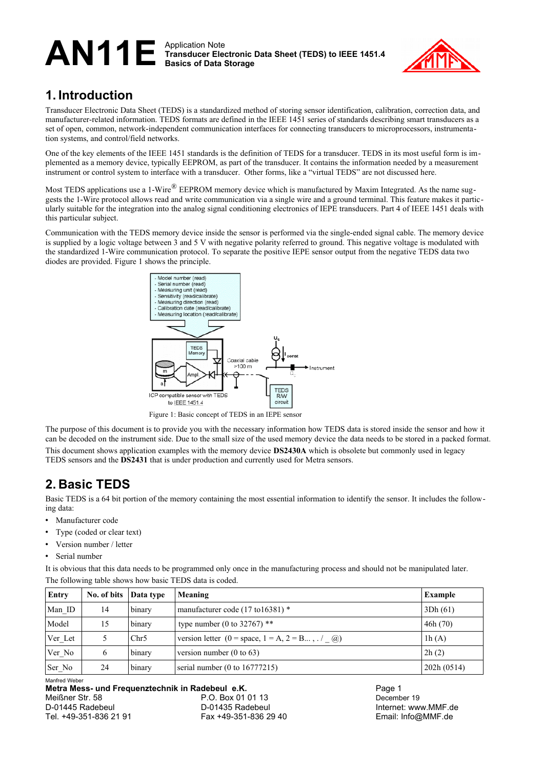# AN11E

Application Note
**Transducer Electronic Data Sheet (TEDS) to IEEE 1451.4**
**Basics of Data Storage**

## 1. Introduction

Transducer Electronic Data Sheet (TEDS) is a standardized method of storing sensor identification, calibration, correction data, and manufacturer-related information. TEDS formats are defined in the IEEE 1451 series of standards describing smart transducers as a set of open, common, network-independent communication interfaces for connecting transducers to microprocessors, instrumentation systems, and control/field networks.

One of the key elements of the IEEE 1451 standards is the definition of TEDS for a transducer. TEDS in its most useful form is implemented as a memory device, typically EEPROM, as part of the transducer. It contains the information needed by a measurement instrument or control system to interface with a transducer. Other forms, like a "virtual TEDS" are not discussed here.

Most TEDS applications use a 1-Wire® EEPROM memory device which is manufactured by Maxim Integrated. As the name suggests the 1-Wire protocol allows read and write communication via a single wire and a ground terminal. This feature makes it particularly suitable for the integration into the analog signal conditioning electronics of IEPE transducers. Part 4 of IEEE 1451 deals with this particular subject.

Communication with the TEDS memory device inside the sensor is performed via the single-ended signal cable. The memory device is supplied by a logic voltage between 3 and 5 V with negative polarity referred to ground. This negative voltage is modulated with the standardized 1-Wire communication protocol. To separate the positive IEPE sensor output from the negative TEDS data two diodes are provided. Figure 1 shows the principle.

Figure 1: Basic concept of TEDS in an IEPE sensor

The purpose of this document is to provide you with the necessary information how TEDS data is stored inside the sensor and how it can be decoded on the instrument side. Due to the small size of the used memory device the data needs to be stored in a packed format.

This document shows application examples with the memory device **DS2430A** which is obsolete but commonly used in legacy TEDS sensors and the **DS2431** that is under production and currently used for Metra sensors.

## 2. Basic TEDS

Basic TEDS is a 64 bit portion of the memory containing the most essential information to identify the sensor. It includes the following data:

- Manufacturer code
- Type (coded or clear text)
- Version number / letter
- Serial number

It is obvious that this data needs to be programmed only once in the manufacturing process and should not be manipulated later.

The following table shows how basic TEDS data is coded.

| Entry | No. of bits | Data type | Meaning | Example |
|---|---|---|---|---|
| Man_ID | 14 | binary | manufacturer code (17 to16381) * | 3Dh (61) |
| Model | 15 | binary | type number (0 to 32767) ** | 46h (70) |
| Ver_Let | 5 | Chr5 | version letter (0 = space, 1 = A, 2 = B... , . / _ @) | 1h (A) |
| Ver_No | 6 | binary | version number (0 to 63) | 2h (2) |
| Ser_No | 24 | binary | serial number (0 to 16777215) | 202h (0514) |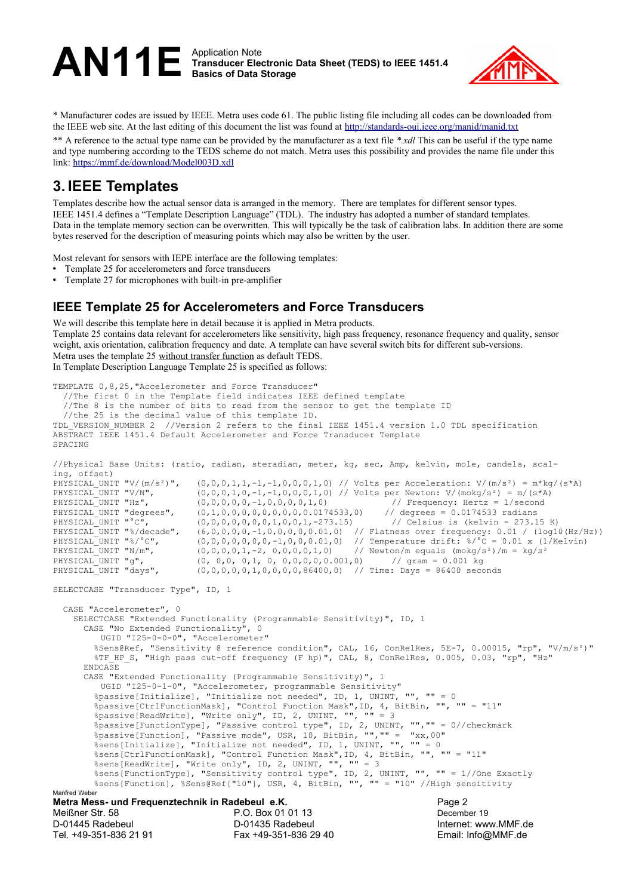\* Manufacturer codes are issued by IEEE. Metra uses code 61. The public listing file including all codes can be downloaded from the IEEE web site. At the last editing of this document the list was found at http://standards-oui.ieee.org/manid/manid.txt

\*\* A reference to the actual type name can be provided by the manufacturer as a text file *\*.xdl* This can be useful if the type name and type numbering according to the TEDS scheme do not match. Metra uses this possibility and provides the name file under this link: https://mmf.de/download/Model003D.xdl

# 3. IEEE Templates

Templates describe how the actual sensor data is arranged in the memory. There are templates for different sensor types.
IEEE 1451.4 defines a "Template Description Language" (TDL). The industry has adopted a number of standard templates.
Data in the template memory section can be overwritten. This will typically be the task of calibration labs. In addition there are some bytes reserved for the description of measuring points which may also be written by the user.

Most relevant for sensors with IEPE interface are the following templates:

- Template 25 for accelerometers and force transducers
- Template 27 for microphones with built-in pre-amplifier

## IEEE Template 25 for Accelerometers and Force Transducers

We will describe this template here in detail because it is applied in Metra products.
Template 25 contains data relevant for accelerometers like sensitivity, high pass frequency, resonance frequency and quality, sensor weight, axis orientation, calibration frequency and date. A template can have several switch bits for different sub-versions.
Metra uses the template 25 without transfer function as default TEDS.
In Template Description Language Template 25 is specified as follows:

```
TEMPLATE 0,8,25,"Accelerometer and Force Transducer"
  //The first 0 in the Template field indicates IEEE defined template
  //The 8 is the number of bits to read from the sensor to get the template ID
  //the 25 is the decimal value of this template ID.
TDL_VERSION_NUMBER 2  //Version 2 refers to the final IEEE 1451.4 version 1.0 TDL specification
ABSTRACT IEEE 1451.4 Default Accelerometer and Force Transducer Template
SPACING

//Physical Base Units: (ratio, radian, steradian, meter, kg, sec, Amp, kelvin, mole, candela, scal-
ing, offset)
PHYSICAL_UNIT "V/(m/s²)",   (0,0,0,1,1,-1,-1,0,0,0,1,0) // Volts per Acceleration: V/(m/s²) = m*kg/(s*A)
PHYSICAL_UNIT "V/N",        (0,0,0,1,0,-1,-1,0,0,0,1,0) // Volts per Newton: V/(mokg/s²) = m/(s*A)
PHYSICAL_UNIT "Hz",         (0,0,0,0,0,-1,0,0,0,0,1,0)           // Frequency: Hertz = 1/second
PHYSICAL_UNIT "degrees",    (0,1,0,0,0,0,0,0,0,0,0.0174533,0)    // degrees = 0.0174533 radians
PHYSICAL_UNIT "°C",         (0,0,0,0,0,0,0,1,0,0,1,-273.15)        // Celsius is (kelvin - 273.15 K)
PHYSICAL_UNIT "%/decade",   (6,0,0,0,0,-1,0,0,0,0,0.01,0)  // Flatness over frequency: 0.01 / (log10(Hz/Hz))
PHYSICAL_UNIT "%/°C",       (0,0,0,0,0,0,0,-1,0,0,0.01,0)  // Temperature drift: %/°C = 0.01 x (1/Kelvin)
PHYSICAL_UNIT "N/m",        (0,0,0,0,1,-2, 0,0,0,0,1,0)    // Newton/m equals (mokg/s²)/m = kg/s²
PHYSICAL_UNIT "g",          (0, 0,0, 0,1, 0, 0,0,0,0,0.001,0)      // gram = 0.001 kg
PHYSICAL_UNIT "days",       (0,0,0,0,0,1,0,0,0,0,86400,0)  // Time: Days = 86400 seconds

SELECTCASE "Transducer Type", ID, 1

  CASE "Accelerometer", 0
    SELECTCASE "Extended Functionality (Programmable Sensitivity)", ID, 1
      CASE "No Extended Functionality", 0
         UGID "I25-0-0-0", "Accelerometer"
        %Sens@Ref, "Sensitivity @ reference condition", CAL, 16, ConRelRes, 5E-7, 0.00015, "rp", "V/m/s²)"
        %TF_HP_S, "High pass cut-off frequency (F hp)", CAL, 8, ConRelRes, 0.005, 0.03, "rp", "Hz"
      ENDCASE
      CASE "Extended Functionality (Programmable Sensitivity)", 1
         UGID "I25-0-1-0", "Accelerometer, programmable Sensitivity"
        %passive[Initialize], "Initialize not needed", ID, 1, UNINT, "", "" = 0
        %passive[CtrlFunctionMask], "Control Function Mask",ID, 4, BitBin, "", "" = "11"
        %passive[ReadWrite], "Write only", ID, 2, UNINT, "", "" = 3
        %passive[FunctionType], "Passive control type", ID, 2, UNINT, "","" = 0//checkmark
        %passive[Function], "Passive mode", USR, 10, BitBin, "","" =  "xx,00"
        %sens[Initialize], "Initialize not needed", ID, 1, UNINT, "", "" = 0
        %sens[CtrlFunctionMask], "Control Function Mask",ID, 4, BitBin, "", "" = "11"
        %sens[ReadWrite], "Write only", ID, 2, UNINT, "", "" = 3
        %sens[FunctionType], "Sensitivity control type", ID, 2, UNINT, "", "" = 1//One Exactly
        %sens[Function], %Sens@Ref["10"], USR, 4, BitBin, "", "" = "10" //High sensitivity
```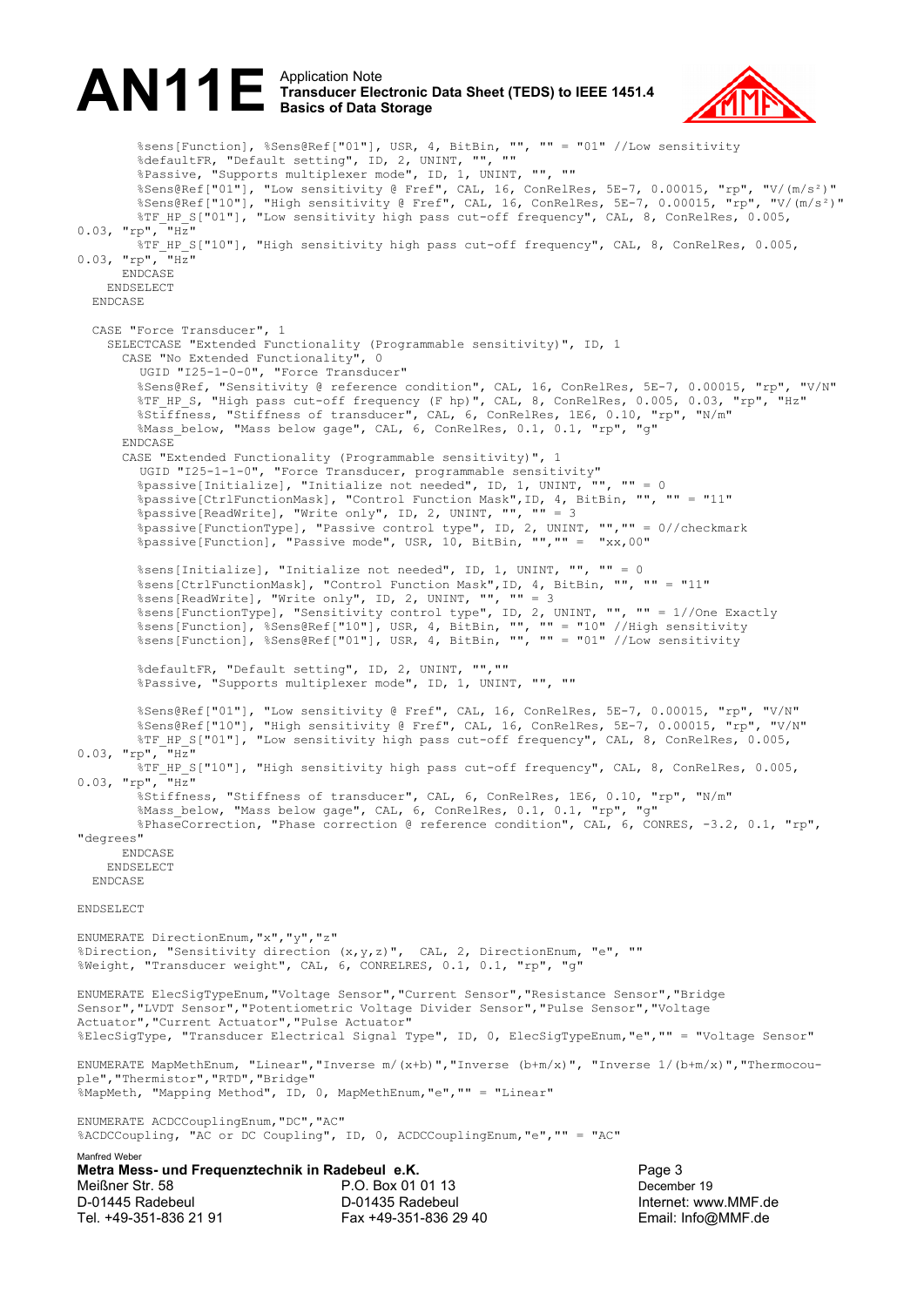```
        %sens[Function], %Sens@Ref["01"], USR, 4, BitBin, "", "" = "01" //Low sensitivity
        %defaultFR, "Default setting", ID, 2, UNINT, "", ""
        %Passive, "Supports multiplexer mode", ID, 1, UNINT, "", ""
        %Sens@Ref["01"], "Low sensitivity @ Fref", CAL, 16, ConRelRes, 5E-7, 0.00015, "rp", "V/(m/s²)"
        %Sens@Ref["10"], "High sensitivity @ Fref", CAL, 16, ConRelRes, 5E-7, 0.00015, "rp", "V/(m/s²)"
        %TF_HP_S["01"], "Low sensitivity high pass cut-off frequency", CAL, 8, ConRelRes, 0.005,
0.03, "rp", "Hz"
        %TF_HP_S["10"], "High sensitivity high pass cut-off frequency", CAL, 8, ConRelRes, 0.005,
0.03, "rp", "Hz"
      ENDCASE
    ENDSELECT
  ENDCASE

  CASE "Force Transducer", 1
    SELECTCASE "Extended Functionality (Programmable sensitivity)", ID, 1
      CASE "No Extended Functionality", 0
        UGID "I25-1-0-0", "Force Transducer"
        %Sens@Ref, "Sensitivity @ reference condition", CAL, 16, ConRelRes, 5E-7, 0.00015, "rp", "V/N"
        %TF_HP_S, "High pass cut-off frequency (F hp)", CAL, 8, ConRelRes, 0.005, 0.03, "rp", "Hz"
        %Stiffness, "Stiffness of transducer", CAL, 6, ConRelRes, 1E6, 0.10, "rp", "N/m"
        %Mass_below, "Mass below gage", CAL, 6, ConRelRes, 0.1, 0.1, "rp", "g"
      ENDCASE
      CASE "Extended Functionality (Programmable sensitivity)", 1
        UGID "I25-1-1-0", "Force Transducer, programmable sensitivity"
        %passive[Initialize], "Initialize not needed", ID, 1, UNINT, "", "" = 0
        %passive[CtrlFunctionMask], "Control Function Mask",ID, 4, BitBin, "", "" = "11"
        %passive[ReadWrite], "Write only", ID, 2, UNINT, "", "" = 3
        %passive[FunctionType], "Passive control type", ID, 2, UNINT, "","" = 0//checkmark
        %passive[Function], "Passive mode", USR, 10, BitBin, "","" =  "xx,00"

        %sens[Initialize], "Initialize not needed", ID, 1, UNINT, "", "" = 0
        %sens[CtrlFunctionMask], "Control Function Mask",ID, 4, BitBin, "", "" = "11"
        %sens[ReadWrite], "Write only", ID, 2, UNINT, "", "" = 3
        %sens[FunctionType], "Sensitivity control type", ID, 2, UNINT, "", "" = 1//One Exactly
        %sens[Function], %Sens@Ref["10"], USR, 4, BitBin, "", "" = "10" //High sensitivity
        %sens[Function], %Sens@Ref["01"], USR, 4, BitBin, "", "" = "01" //Low sensitivity

        %defaultFR, "Default setting", ID, 2, UNINT, "",""
        %Passive, "Supports multiplexer mode", ID, 1, UNINT, "", ""

        %Sens@Ref["01"], "Low sensitivity @ Fref", CAL, 16, ConRelRes, 5E-7, 0.00015, "rp", "V/N"
        %Sens@Ref["10"], "High sensitivity @ Fref", CAL, 16, ConRelRes, 5E-7, 0.00015, "rp", "V/N"
        %TF_HP_S["01"], "Low sensitivity high pass cut-off frequency", CAL, 8, ConRelRes, 0.005,
0.03, "rp", "Hz"
        %TF_HP_S["10"], "High sensitivity high pass cut-off frequency", CAL, 8, ConRelRes, 0.005,
0.03, "rp", "Hz"
        %Stiffness, "Stiffness of transducer", CAL, 6, ConRelRes, 1E6, 0.10, "rp", "N/m"
        %Mass_below, "Mass below gage", CAL, 6, ConRelRes, 0.1, 0.1, "rp", "g"
        %PhaseCorrection, "Phase correction @ reference condition", CAL, 6, CONRES, -3.2, 0.1, "rp",
"degrees"
      ENDCASE
    ENDSELECT
  ENDCASE

ENDSELECT

ENUMERATE DirectionEnum,"x","y","z"
%Direction, "Sensitivity direction (x,y,z)",  CAL, 2, DirectionEnum, "e", ""
%Weight, "Transducer weight", CAL, 6, CONRELRES, 0.1, 0.1, "rp", "g"

ENUMERATE ElecSigTypeEnum,"Voltage Sensor","Current Sensor","Resistance Sensor","Bridge
Sensor","LVDT Sensor","Potentiometric Voltage Divider Sensor","Pulse Sensor","Voltage
Actuator","Current Actuator","Pulse Actuator"
%ElecSigType, "Transducer Electrical Signal Type", ID, 0, ElecSigTypeEnum,"e","" = "Voltage Sensor"

ENUMERATE MapMethEnum, "Linear","Inverse m/(x+b)","Inverse (b+m/x)", "Inverse 1/(b+m/x)","Thermocou-
ple","Thermistor","RTD","Bridge"
%MapMeth, "Mapping Method", ID, 0, MapMethEnum,"e","" = "Linear"

ENUMERATE ACDCCouplingEnum,"DC","AC"
%ACDCCoupling, "AC or DC Coupling", ID, 0, ACDCCouplingEnum,"e","" = "AC"
```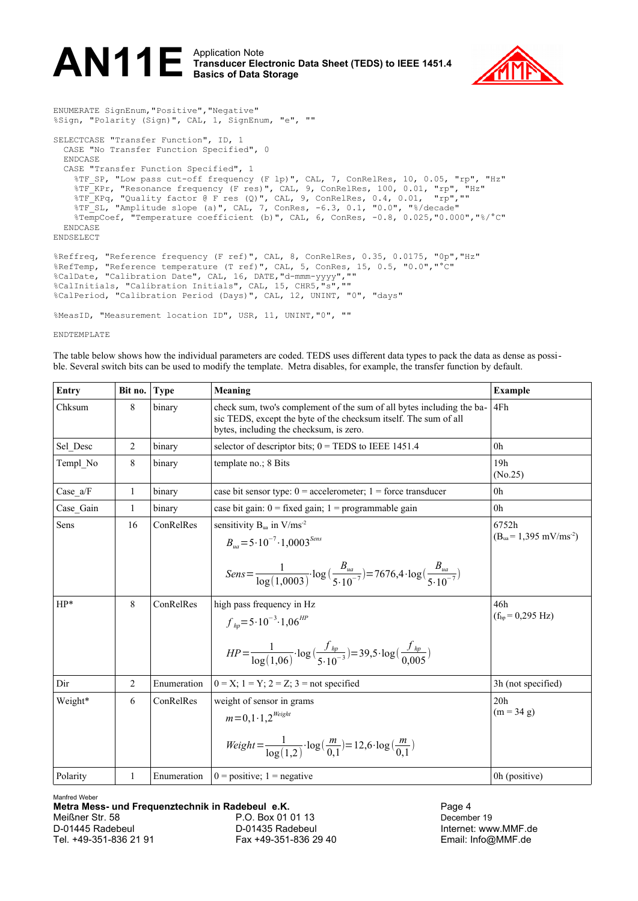```
ENUMERATE SignEnum,"Positive","Negative"
%Sign, "Polarity (Sign)", CAL, 1, SignEnum, "e", ""

SELECTCASE "Transfer Function", ID, 1
  CASE "No Transfer Function Specified", 0
  ENDCASE
  CASE "Transfer Function Specified", 1
    %TF_SP, "Low pass cut-off frequency (F lp)", CAL, 7, ConRelRes, 10, 0.05, "rp", "Hz"
    %TF_KPr, "Resonance frequency (F res)", CAL, 9, ConRelRes, 100, 0.01, "rp", "Hz"
    %TF_KPq, "Quality factor @ F res (Q)", CAL, 9, ConRelRes, 0.4, 0.01,  "rp",""
    %TF_SL, "Amplitude slope (a)", CAL, 7, ConRes, -6.3, 0.1, "0.0", "%/decade"
    %TempCoef, "Temperature coefficient (b)", CAL, 6, ConRes, -0.8, 0.025,"0.000","%/°C"
  ENDCASE
ENDSELECT

%Reffreq, "Reference frequency (F ref)", CAL, 8, ConRelRes, 0.35, 0.0175, "0p","Hz"
%RefTemp, "Reference temperature (T ref)", CAL, 5, ConRes, 15, 0.5, "0.0","°C"
%CalDate, "Calibration Date", CAL, 16, DATE,"d-mmm-yyyy",""
%CalInitials, "Calibration Initials", CAL, 15, CHR5,"s",""
%CalPeriod, "Calibration Period (Days)", CAL, 12, UNINT, "0", "days"

%MeasID, "Measurement location ID", USR, 11, UNINT,"0", ""

ENDTEMPLATE
```

The table below shows how the individual parameters are coded. TEDS uses different data types to pack the data as dense as possible. Several switch bits can be used to modify the template. Metra disables, for example, the transfer function by default.

| Entry | Bit no. | Type | Meaning | Example |
|---|---|---|---|---|
| Chksum | 8 | binary | check sum, two's complement of the sum of all bytes including the basic TEDS, except the byte of the checksum itself. The sum of all bytes, including the checksum, is zero. | 4Fh |
| Sel_Desc | 2 | binary | selector of descriptor bits; 0 = TEDS to IEEE 1451.4 | 0h |
| Templ_No | 8 | binary | template no.; 8 Bits | 19h (No.25) |
| Case_a/F | 1 | binary | case bit sensor type: 0 = accelerometer; 1 = force transducer | 0h |
| Case_Gain | 1 | binary | case bit gain: 0 = fixed gain; 1 = programmable gain | 0h |
| Sens | 16 | ConRelRes | sensitivity $B_{ua}$ in V/ms$^{-2}$ <br> $B_{ua} = 5\cdot 10^{-7} \cdot 1{,}0003^{Sens}$ <br> $Sens = \frac{1}{\log(1{,}0003)} \cdot \log\left(\frac{B_{ua}}{5\cdot 10^{-7}}\right) = 7676{,}4 \cdot \log\left(\frac{B_{ua}}{5\cdot 10^{-7}}\right)$ | 6752h ($B_{ua}$ = 1,395 mV/ms$^{-2}$) |
| HP* | 8 | ConRelRes | high pass frequency in Hz <br> $f_{hp} = 5\cdot 10^{-3} \cdot 1{,}06^{HP}$ <br> $HP = \frac{1}{\log(1{,}06)} \cdot \log\left(\frac{f_{hp}}{5\cdot 10^{-3}}\right) = 39{,}5 \cdot \log\left(\frac{f_{hp}}{0{,}005}\right)$ | 46h ($f_{hp}$ = 0,295 Hz) |
| Dir | 2 | Enumeration | 0 = X; 1 = Y; 2 = Z; 3 = not specified | 3h (not specified) |
| Weight* | 6 | ConRelRes | weight of sensor in grams <br> $m = 0{,}1 \cdot 1{,}2^{Weight}$ <br> $Weight = \frac{1}{\log(1{,}2)} \cdot \log\left(\frac{m}{0{,}1}\right) = 12{,}6 \cdot \log\left(\frac{m}{0{,}1}\right)$ | 20h (m = 34 g) |
| Polarity | 1 | Enumeration | 0 = positive; 1 = negative | 0h (positive) |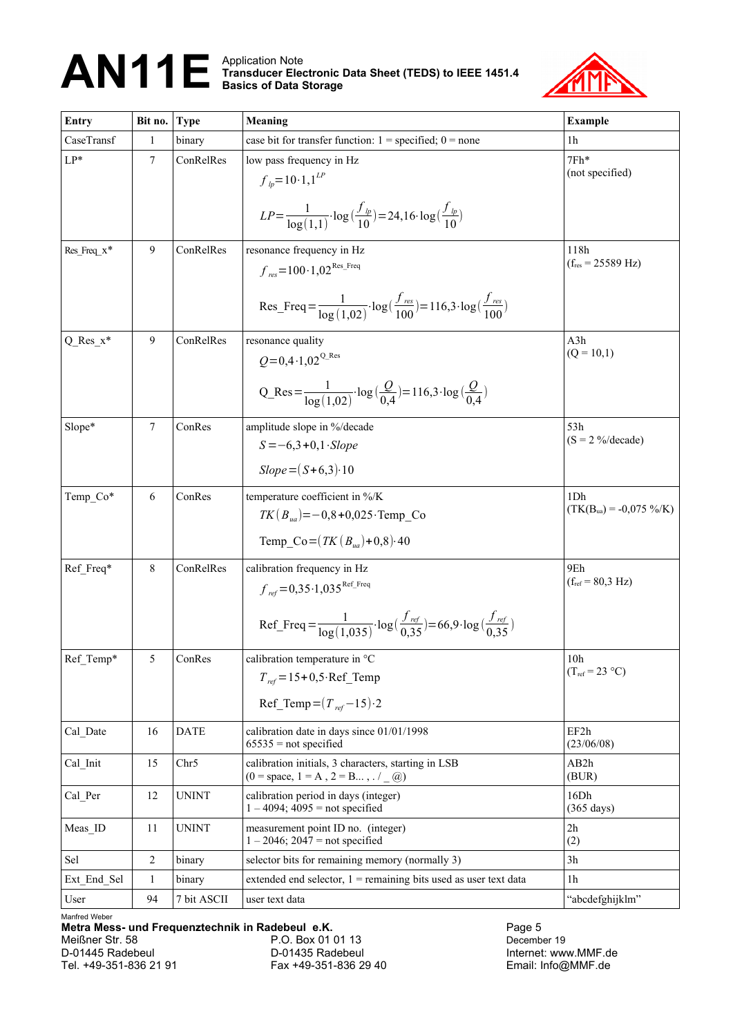| Entry | Bit no. | Type | Meaning | Example |
|---|---|---|---|---|
| CaseTransf | 1 | binary | case bit for transfer function: 1 = specified; 0 = none | 1h |
| LP* | 7 | ConRelRes | low pass frequency in Hz<br>$f_{lp}=10\cdot 1{,}1^{LP}$<br>$LP=\frac{1}{\log(1{,}1)}\cdot\log\left(\frac{f_{lp}}{10}\right)=24{,}16\cdot\log\left(\frac{f_{lp}}{10}\right)$ | 7Fh*<br>(not specified) |
| Res_Freq_x* | 9 | ConRelRes | resonance frequency in Hz<br>$f_{res}=100\cdot 1{,}02^{\text{Res\_Freq}}$<br>$\text{Res\_Freq}=\frac{1}{\log(1{,}02)}\cdot\log\left(\frac{f_{res}}{100}\right)=116{,}3\cdot\log\left(\frac{f_{res}}{100}\right)$ | 118h<br>($f_{res}$ = 25589 Hz) |
| Q_Res_x* | 9 | ConRelRes | resonance quality<br>$Q=0{,}4\cdot 1{,}02^{\text{Q\_Res}}$<br>$\text{Q\_Res}=\frac{1}{\log(1{,}02)}\cdot\log\left(\frac{Q}{0{,}4}\right)=116{,}3\cdot\log\left(\frac{Q}{0{,}4}\right)$ | A3h<br>(Q = 10,1) |
| Slope* | 7 | ConRes | amplitude slope in %/decade<br>$S=-6{,}3+0{,}1\cdot Slope$<br>$Slope=(S+6{,}3)\cdot 10$ | 53h<br>(S = 2 %/decade) |
| Temp_Co* | 6 | ConRes | temperature coefficient in %/K<br>$TK(B_{ua})=-0{,}8+0{,}025\cdot\text{Temp\_Co}$<br>$\text{Temp\_Co}=(TK(B_{ua})+0{,}8)\cdot 40$ | 1Dh<br>($TK(B_{ua})$ = -0,075 %/K) |
| Ref_Freq* | 8 | ConRelRes | calibration frequency in Hz<br>$f_{ref}=0{,}35\cdot 1{,}035^{\text{Ref\_Freq}}$<br>$\text{Ref\_Freq}=\frac{1}{\log(1{,}035)}\cdot\log\left(\frac{f_{ref}}{0{,}35}\right)=66{,}9\cdot\log\left(\frac{f_{ref}}{0{,}35}\right)$ | 9Eh<br>($f_{ref}$ = 80,3 Hz) |
| Ref_Temp* | 5 | ConRes | calibration temperature in °C<br>$T_{ref}=15+0{,}5\cdot\text{Ref\_Temp}$<br>$\text{Ref\_Temp}=(T_{ref}-15)\cdot 2$ | 10h<br>($T_{ref}$ = 23 °C) |
| Cal_Date | 16 | DATE | calibration date in days since 01/01/1998<br>65535 = not specified | EF2h<br>(23/06/08) |
| Cal_Init | 15 | Chr5 | calibration initials, 3 characters, starting in LSB<br>(0 = space, 1 = A , 2 = B... , . / _ @) | AB2h<br>(BUR) |
| Cal_Per | 12 | UNINT | calibration period in days (integer)<br>1 – 4094; 4095 = not specified | 16Dh<br>(365 days) |
| Meas_ID | 11 | UNINT | measurement point ID no. (integer)<br>1 – 2046; 2047 = not specified | 2h<br>(2) |
| Sel | 2 | binary | selector bits for remaining memory (normally 3) | 3h |
| Ext_End_Sel | 1 | binary | extended end selector, 1 = remaining bits used as user text data | 1h |
| User | 94 | 7 bit ASCII | user text data | “abcdefghijklm” |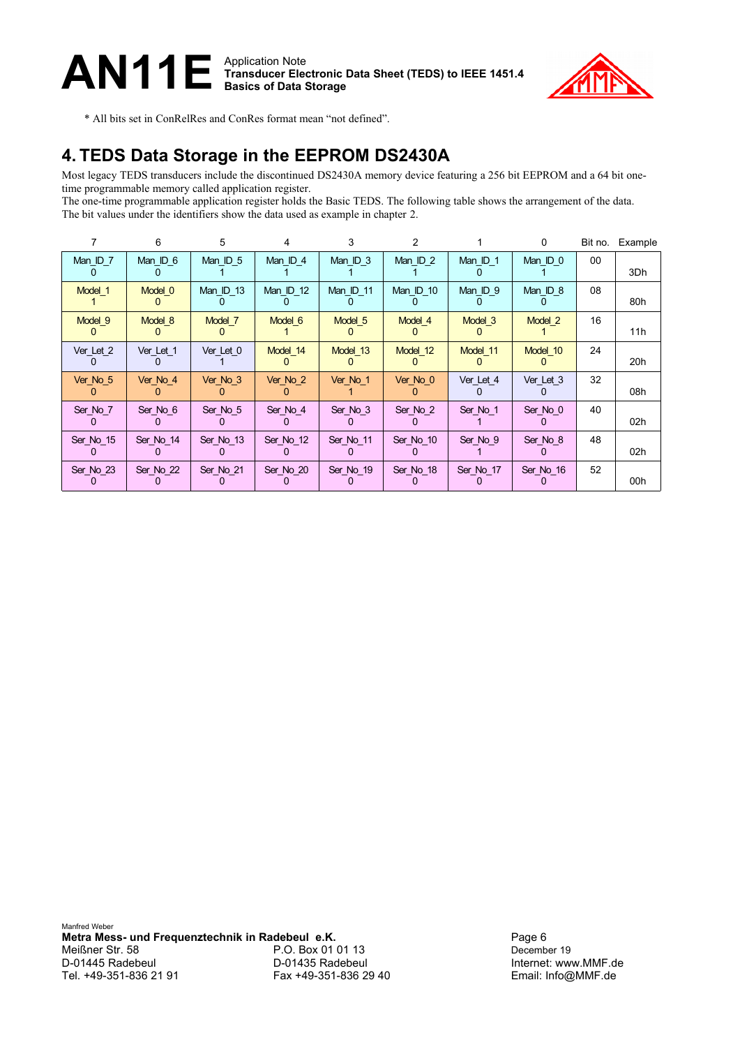\* All bits set in ConRelRes and ConRes format mean "not defined".

## 4. TEDS Data Storage in the EEPROM DS2430A

Most legacy TEDS transducers include the discontinued DS2430A memory device featuring a 256 bit EEPROM and a 64 bit one-time programmable memory called application register.
The one-time programmable application register holds the Basic TEDS. The following table shows the arrangement of the data.
The bit values under the identifiers show the data used as example in chapter 2.

| 7 | 6 | 5 | 4 | 3 | 2 | 1 | 0 | Bit no. | Example |
|---|---|---|---|---|---|---|---|---|---|
| Man_ID_7 0 | Man_ID_6 0 | Man_ID_5 1 | Man_ID_4 1 | Man_ID_3 1 | Man_ID_2 1 | Man_ID_1 0 | Man_ID_0 1 | 00 | 3Dh |
| Model_1 1 | Model_0 0 | Man_ID_13 0 | Man_ID_12 0 | Man_ID_11 0 | Man_ID_10 0 | Man_ID_9 0 | Man_ID_8 0 | 08 | 80h |
| Model_9 0 | Model_8 0 | Model_7 0 | Model_6 1 | Model_5 0 | Model_4 0 | Model_3 0 | Model_2 1 | 16 | 11h |
| Ver_Let_2 0 | Ver_Let_1 0 | Ver_Let_0 1 | Model_14 0 | Model_13 0 | Model_12 0 | Model_11 0 | Model_10 0 | 24 | 20h |
| Ver_No_5 0 | Ver_No_4 0 | Ver_No_3 0 | Ver_No_2 0 | Ver_No_1 1 | Ver_No_0 0 | Ver_Let_4 0 | Ver_Let_3 0 | 32 | 08h |
| Ser_No_7 0 | Ser_No_6 0 | Ser_No_5 0 | Ser_No_4 0 | Ser_No_3 0 | Ser_No_2 0 | Ser_No_1 1 | Ser_No_0 0 | 40 | 02h |
| Ser_No_15 0 | Ser_No_14 0 | Ser_No_13 0 | Ser_No_12 0 | Ser_No_11 0 | Ser_No_10 0 | Ser_No_9 1 | Ser_No_8 0 | 48 | 02h |
| Ser_No_23 0 | Ser_No_22 0 | Ser_No_21 0 | Ser_No_20 0 | Ser_No_19 0 | Ser_No_18 0 | Ser_No_17 0 | Ser_No_16 0 | 52 | 00h |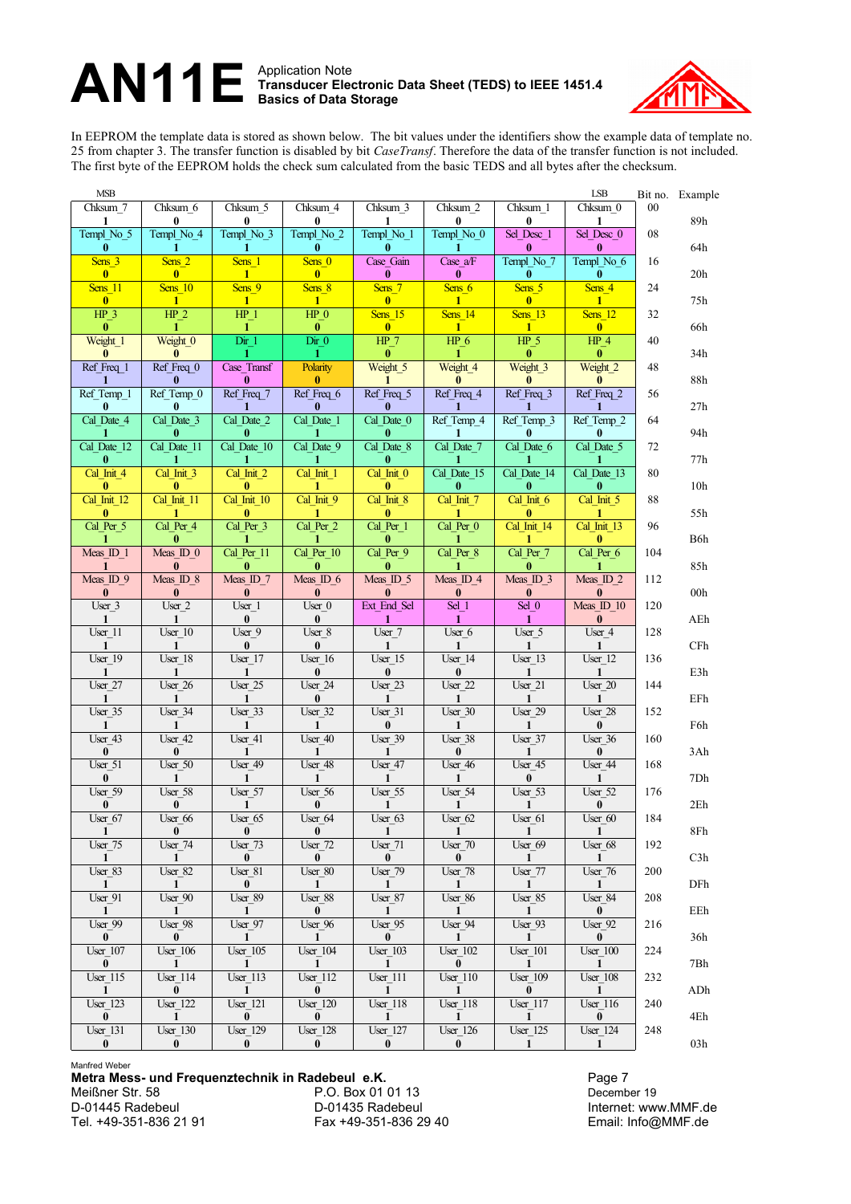# AN11E

Application Note
**Transducer Electronic Data Sheet (TEDS) to IEEE 1451.4**
**Basics of Data Storage**

In EEPROM the template data is stored as shown below. The bit values under the identifiers show the example data of template no. 25 from chapter 3. The transfer function is disabled by bit *CaseTransf*. Therefore the data of the transfer function is not included. The first byte of the EEPROM holds the check sum calculated from the basic TEDS and all bytes after the checksum.

| MSB | | | | | | | LSB | Bit no. | Example |
|---|---|---|---|---|---|---|---|---|---|
| Chksum_7<br>1 | Chksum_6<br>0 | Chksum_5<br>0 | Chksum_4<br>0 | Chksum_3<br>1 | Chksum_2<br>0 | Chksum_1<br>0 | Chksum_0<br>1 | 00 | 89h |
| Templ_No_5<br>0 | Templ_No_4<br>1 | Templ_No_3<br>1 | Templ_No_2<br>0 | Templ_No_1<br>0 | Templ_No_0<br>1 | Sel_Desc_1<br>0 | Sel_Desc_0<br>0 | 08 | 64h |
| Sens_3<br>0 | Sens_2<br>0 | Sens_1<br>1 | Sens_0<br>0 | Case_Gain<br>0 | Case_a/F<br>0 | Templ_No_7<br>0 | Templ_No_6<br>0 | 16 | 20h |
| Sens_11<br>0 | Sens_10<br>1 | Sens_9<br>1 | Sens_8<br>1 | Sens_7<br>0 | Sens_6<br>1 | Sens_5<br>0 | Sens_4<br>1 | 24 | 75h |
| HP_3<br>0 | HP_2<br>1 | HP_1<br>1 | HP_0<br>0 | Sens_15<br>0 | Sens_14<br>1 | Sens_13<br>1 | Sens_12<br>0 | 32 | 66h |
| Weight_1<br>0 | Weight_0<br>0 | Dir_1<br>1 | Dir_0<br>1 | HP_7<br>0 | HP_6<br>1 | HP_5<br>0 | HP_4<br>0 | 40 | 34h |
| Ref_Freq_1<br>1 | Ref_Freq_0<br>0 | Case_Transf<br>0 | Polarity<br>0 | Weight_5<br>1 | Weight_4<br>0 | Weight_3<br>0 | Weight_2<br>0 | 48 | 88h |
| Ref_Temp_1<br>0 | Ref_Temp_0<br>0 | Ref_Freq_7<br>1 | Ref_Freq_6<br>0 | Ref_Freq_5<br>0 | Ref_Freq_4<br>1 | Ref_Freq_3<br>1 | Ref_Freq_2<br>1 | 56 | 27h |
| Cal_Date_4<br>1 | Cal_Date_3<br>0 | Cal_Date_2<br>0 | Cal_Date_1<br>1 | Cal_Date_0<br>0 | Ref_Temp_4<br>1 | Ref_Temp_3<br>0 | Ref_Temp_2<br>0 | 64 | 94h |
| Cal_Date_12<br>0 | Cal_Date_11<br>1 | Cal_Date_10<br>1 | Cal_Date_9<br>1 | Cal_Date_8<br>0 | Cal_Date_7<br>1 | Cal_Date_6<br>1 | Cal_Date_5<br>1 | 72 | 77h |
| Cal_Init_4<br>0 | Cal_Init_3<br>0 | Cal_Init_2<br>0 | Cal_Init_1<br>1 | Cal_Init_0<br>0 | Cal_Date_15<br>0 | Cal_Date_14<br>0 | Cal_Date_13<br>0 | 80 | 10h |
| Cal_Init_12<br>0 | Cal_Init_11<br>1 | Cal_Init_10<br>0 | Cal_Init_9<br>1 | Cal_Init_8<br>0 | Cal_Init_7<br>1 | Cal_Init_6<br>0 | Cal_Init_5<br>1 | 88 | 55h |
| Cal_Per_5<br>1 | Cal_Per_4<br>0 | Cal_Per_3<br>1 | Cal_Per_2<br>1 | Cal_Per_1<br>0 | Cal_Per_0<br>1 | Cal_Init_14<br>1 | Cal_Init_13<br>0 | 96 | B6h |
| Meas_ID_1<br>1 | Meas_ID_0<br>0 | Cal_Per_11<br>0 | Cal_Per_10<br>0 | Cal_Per_9<br>0 | Cal_Per_8<br>1 | Cal_Per_7<br>0 | Cal_Per_6<br>1 | 104 | 85h |
| Meas_ID_9<br>0 | Meas_ID_8<br>0 | Meas_ID_7<br>0 | Meas_ID_6<br>0 | Meas_ID_5<br>0 | Meas_ID_4<br>0 | Meas_ID_3<br>0 | Meas_ID_2<br>0 | 112 | 00h |
| User_3<br>1 | User_2<br>1 | User_1<br>0 | User_0<br>0 | Ext_End_Sel<br>1 | Sel_1<br>1 | Sel_0<br>1 | Meas_ID_10<br>0 | 120 | AEh |
| User_11<br>1 | User_10<br>1 | User_9<br>0 | User_8<br>0 | User_7<br>1 | User_6<br>1 | User_5<br>1 | User_4<br>1 | 128 | CFh |
| User_19<br>1 | User_18<br>1 | User_17<br>1 | User_16<br>0 | User_15<br>0 | User_14<br>0 | User_13<br>1 | User_12<br>1 | 136 | E3h |
| User_27<br>1 | User_26<br>1 | User_25<br>1 | User_24<br>0 | User_23<br>1 | User_22<br>1 | User_21<br>1 | User_20<br>1 | 144 | EFh |
| User_35<br>1 | User_34<br>1 | User_33<br>1 | User_32<br>1 | User_31<br>0 | User_30<br>1 | User_29<br>1 | User_28<br>0 | 152 | F6h |
| User_43<br>0 | User_42<br>0 | User_41<br>1 | User_40<br>1 | User_39<br>1 | User_38<br>0 | User_37<br>1 | User_36<br>0 | 160 | 3Ah |
| User_51<br>0 | User_50<br>1 | User_49<br>1 | User_48<br>1 | User_47<br>1 | User_46<br>1 | User_45<br>0 | User_44<br>1 | 168 | 7Dh |
| User_59<br>0 | User_58<br>0 | User_57<br>1 | User_56<br>0 | User_55<br>1 | User_54<br>1 | User_53<br>1 | User_52<br>0 | 176 | 2Eh |
| User_67<br>1 | User_66<br>0 | User_65<br>0 | User_64<br>0 | User_63<br>1 | User_62<br>1 | User_61<br>1 | User_60<br>1 | 184 | 8Fh |
| User_75<br>1 | User_74<br>1 | User_73<br>0 | User_72<br>0 | User_71<br>0 | User_70<br>0 | User_69<br>1 | User_68<br>1 | 192 | C3h |
| User_83<br>1 | User_82<br>1 | User_81<br>0 | User_80<br>1 | User_79<br>1 | User_78<br>1 | User_77<br>1 | User_76<br>1 | 200 | DFh |
| User_91<br>1 | User_90<br>1 | User_89<br>1 | User_88<br>0 | User_87<br>1 | User_86<br>1 | User_85<br>1 | User_84<br>0 | 208 | EEh |
| User_99<br>0 | User_98<br>0 | User_97<br>1 | User_96<br>1 | User_95<br>0 | User_94<br>1 | User_93<br>1 | User_92<br>0 | 216 | 36h |
| User_107<br>0 | User_106<br>1 | User_105<br>1 | User_104<br>1 | User_103<br>1 | User_102<br>0 | User_101<br>1 | User_100<br>1 | 224 | 7Bh |
| User_115<br>1 | User_114<br>0 | User_113<br>1 | User_112<br>0 | User_111<br>1 | User_110<br>1 | User_109<br>0 | User_108<br>1 | 232 | ADh |
| User_123<br>0 | User_122<br>1 | User_121<br>0 | User_120<br>0 | User_118<br>1 | User_118<br>1 | User_117<br>1 | User_116<br>0 | 240 | 4Eh |
| User_131<br>0 | User_130<br>0 | User_129<br>0 | User_128<br>0 | User_127<br>0 | User_126<br>0 | User_125<br>1 | User_124<br>1 | 248 | 03h |

Manfred Weber
**Metra Mess- und Frequenztechnik in Radebeul e.K.**
Meißner Str. 58 — P.O. Box 01 01 13
D-01445 Radebeul — D-01435 Radebeul
Tel. +49-351-836 21 91 — Fax +49-351-836 29 40
December 19
Internet: www.MMF.de
Email: Info@MMF.de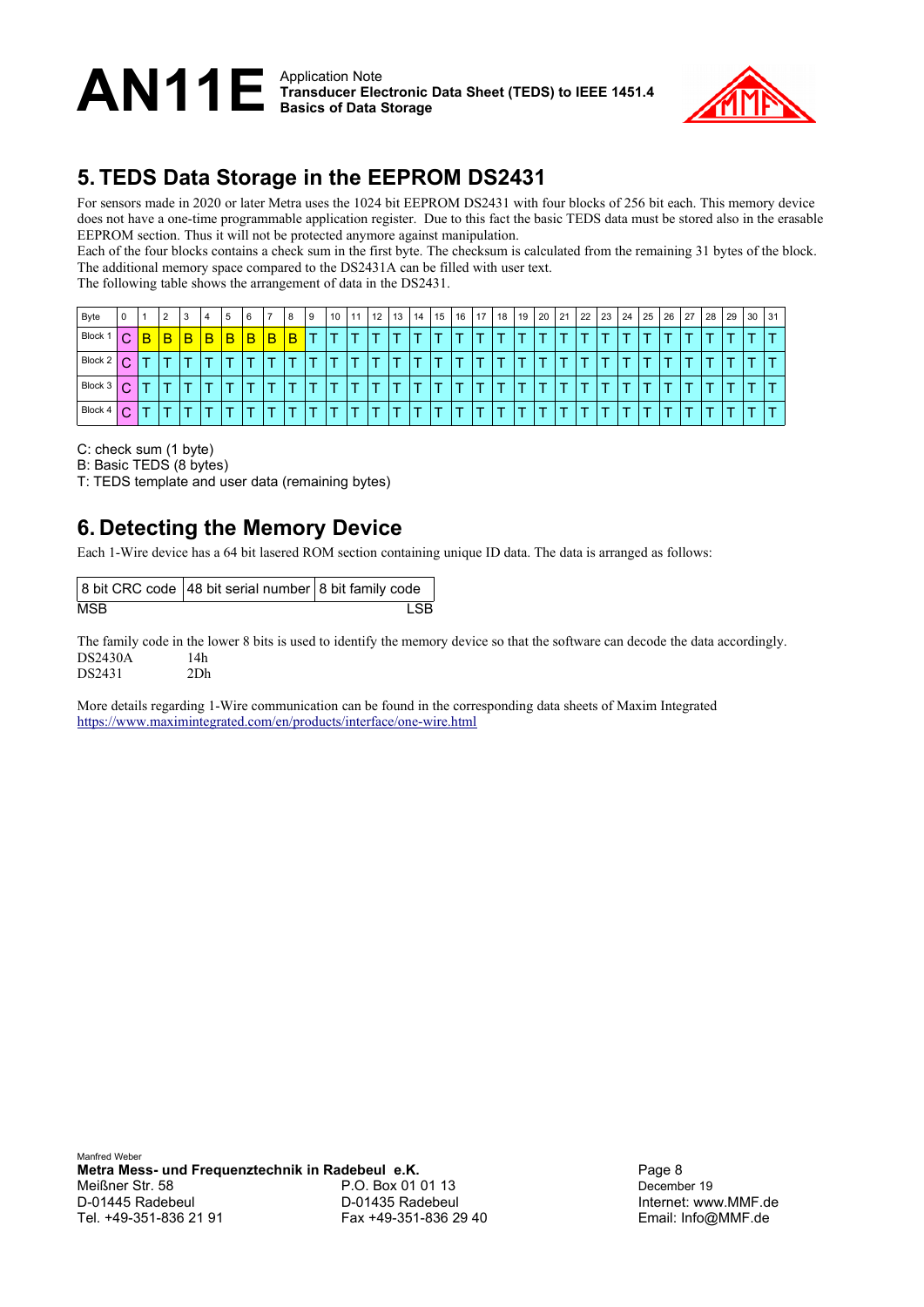## 5. TEDS Data Storage in the EEPROM DS2431

For sensors made in 2020 or later Metra uses the 1024 bit EEPROM DS2431 with four blocks of 256 bit each. This memory device does not have a one-time programmable application register. Due to this fact the basic TEDS data must be stored also in the erasable EEPROM section. Thus it will not be protected anymore against manipulation.
Each of the four blocks contains a check sum in the first byte. The checksum is calculated from the remaining 31 bytes of the block. The additional memory space compared to the DS2431A can be filled with user text.
The following table shows the arrangement of data in the DS2431.

| Byte | 0 | 1 | 2 | 3 | 4 | 5 | 6 | 7 | 8 | 9 | 10 | 11 | 12 | 13 | 14 | 15 | 16 | 17 | 18 | 19 | 20 | 21 | 22 | 23 | 24 | 25 | 26 | 27 | 28 | 29 | 30 | 31 |
|---|---|---|---|---|---|---|---|---|---|---|---|---|---|---|---|---|---|---|---|---|---|---|---|---|---|---|---|---|---|---|---|---|
| Block 1 | C | B | B | B | B | B | B | B | B | T | T | T | T | T | T | T | T | T | T | T | T | T | T | T | T | T | T | T | T | T | T | T |
| Block 2 | C | T | T | T | T | T | T | T | T | T | T | T | T | T | T | T | T | T | T | T | T | T | T | T | T | T | T | T | T | T | T | T |
| Block 3 | C | T | T | T | T | T | T | T | T | T | T | T | T | T | T | T | T | T | T | T | T | T | T | T | T | T | T | T | T | T | T | T |
| Block 4 | C | T | T | T | T | T | T | T | T | T | T | T | T | T | T | T | T | T | T | T | T | T | T | T | T | T | T | T | T | T | T | T |

C: check sum (1 byte)
B: Basic TEDS (8 bytes)
T: TEDS template and user data (remaining bytes)

## 6. Detecting the Memory Device

Each 1-Wire device has a 64 bit lasered ROM section containing unique ID data. The data is arranged as follows:

| 8 bit CRC code | 48 bit serial number | 8 bit family code |
|---|---|---|
| MSB | | LSB |

The family code in the lower 8 bits is used to identify the memory device so that the software can decode the data accordingly.

DS2430A 14h
DS2431 2Dh

More details regarding 1-Wire communication can be found in the corresponding data sheets of Maxim Integrated
https://www.maximintegrated.com/en/products/interface/one-wire.html